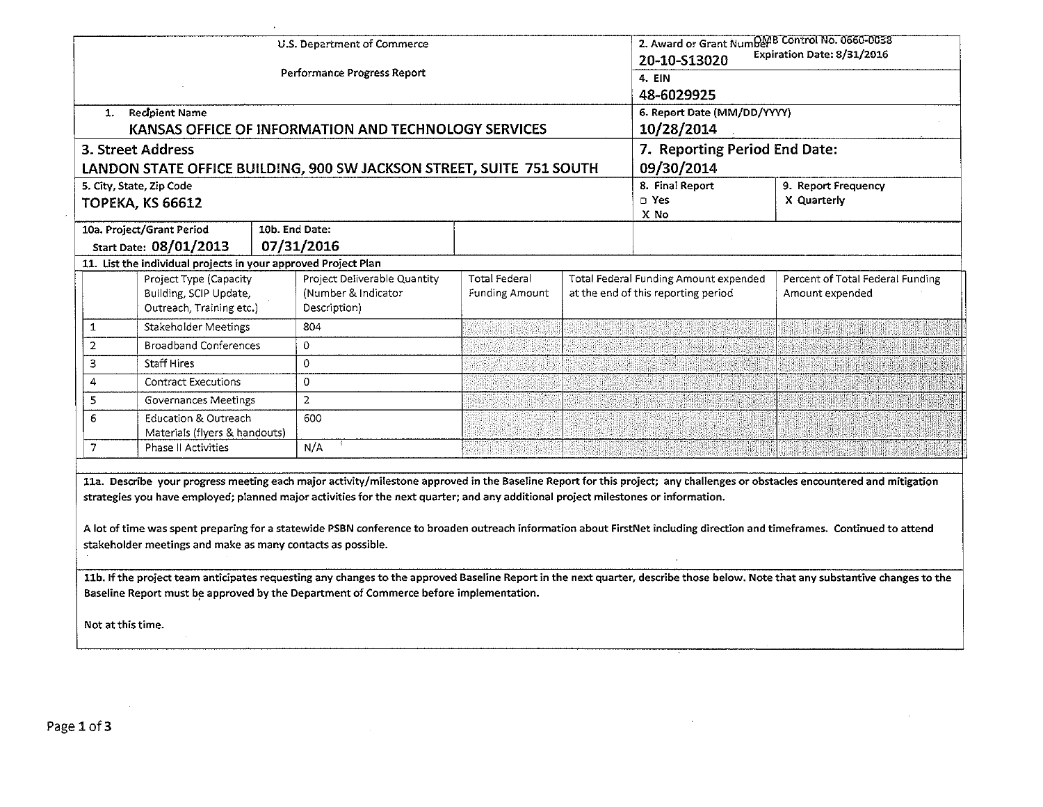U.S. Department of Commerce

Performance Progress Report

| | |
|---|---|
| 2. Award or Grant Number | 20-10-S13020 |
| OMB Control No. 0660-0038 | Expiration Date: 8/31/2016 |
| 4. EIN | 48-6029925 |
| 1. Recipient Name | KANSAS OFFICE OF INFORMATION AND TECHNOLOGY SERVICES |
| 6. Report Date (MM/DD/YYYY) | 10/28/2014 |
| 3. Street Address | LANDON STATE OFFICE BUILDING, 900 SW JACKSON STREET, SUITE 751 SOUTH |
| 7. Reporting Period End Date: | 09/30/2014 |
| 5. City, State, Zip Code | TOPEKA, KS 66612 |
| 8. Final Report | ☐ Yes X No |
| 9. Report Frequency | X Quarterly |
| 10a. Project/Grant Period Start Date: | 08/01/2013 |
| 10b. End Date: | 07/31/2016 |

**11. List the individual projects in your approved Project Plan**

| | Project Type (Capacity Building, SCIP Update, Outreach, Training etc.) | Project Deliverable Quantity (Number & Indicator Description) | Total Federal Funding Amount | Total Federal Funding Amount expended at the end of this reporting period | Percent of Total Federal Funding Amount expended |
|---|---|---|---|---|---|
| 1 | Stakeholder Meetings | 804 | | | |
| 2 | Broadband Conferences | 0 | | | |
| 3 | Staff Hires | 0 | | | |
| 4 | Contract Executions | 0 | | | |
| 5 | Governances Meetings | 2 | | | |
| 6 | Education & Outreach Materials (flyers & handouts) | 600 | | | |
| 7 | Phase II Activities | N/A | | | |

**11a. Describe your progress meeting each major activity/milestone approved in the Baseline Report for this project; any challenges or obstacles encountered and mitigation strategies you have employed; planned major activities for the next quarter; and any additional project milestones or information.**

A lot of time was spent preparing for a statewide PSBN conference to broaden outreach information about FirstNet including direction and timeframes. Continued to attend stakeholder meetings and make as many contacts as possible.

**11b. If the project team anticipates requesting any changes to the approved Baseline Report in the next quarter, describe those below. Note that any substantive changes to the Baseline Report must be approved by the Department of Commerce before implementation.**

Not at this time.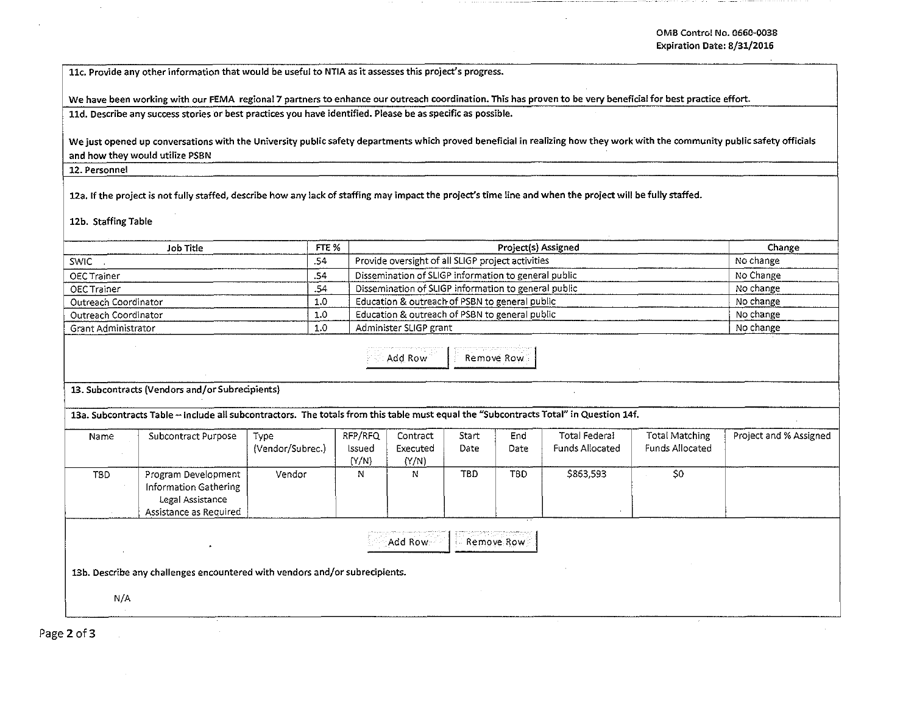**11c. Provide any other information that would be useful to NTIA as it assesses this project's progress.**

We have been working with our FEMA regional 7 partners to enhance our outreach coordination. This has proven to be very beneficial for best practice effort.

**11d. Describe any success stories or best practices you have identified. Please be as specific as possible.**

We just opened up conversations with the University public safety departments which proved beneficial in realizing how they work with the community public safety officials and how they would utilize PSBN

**12. Personnel**

**12a. If the project is not fully staffed, describe how any lack of staffing may impact the project's time line and when the project will be fully staffed.**

**12b. Staffing Table**

| Job Title | FTE % | Project(s) Assigned | Change |
|---|---|---|---|
| SWIC | .54 | Provide oversight of all SLIGP project activities | No change |
| OEC Trainer | .54 | Dissemination of SLIGP information to general public | No Change |
| OEC Trainer | .54 | Dissemination of SLIGP information to general public | No change |
| Outreach Coordinator | 1.0 | Education & outreach of PSBN to general public | No change |
| Outreach Coordinator | 1.0 | Education & outreach of PSBN to general public | No change |
| Grant Administrator | 1.0 | Administer SLIGP grant | No change |

**13. Subcontracts (Vendors and/or Subrecipients)**

**13a. Subcontracts Table – Include all subcontractors. The totals from this table must equal the "Subcontracts Total" in Question 14f.**

| Name | Subcontract Purpose | Type (Vendor/Subrec.) | RFP/RFQ Issued (Y/N) | Contract Executed (Y/N) | Start Date | End Date | Total Federal Funds Allocated | Total Matching Funds Allocated | Project and % Assigned |
|---|---|---|---|---|---|---|---|---|---|
| TBD | Program Development Information Gathering Legal Assistance Assistance as Required | Vendor | N | N | TBD | TBD | $863,593 | $0 | |

**13b. Describe any challenges encountered with vendors and/or subrecipients.**

N/A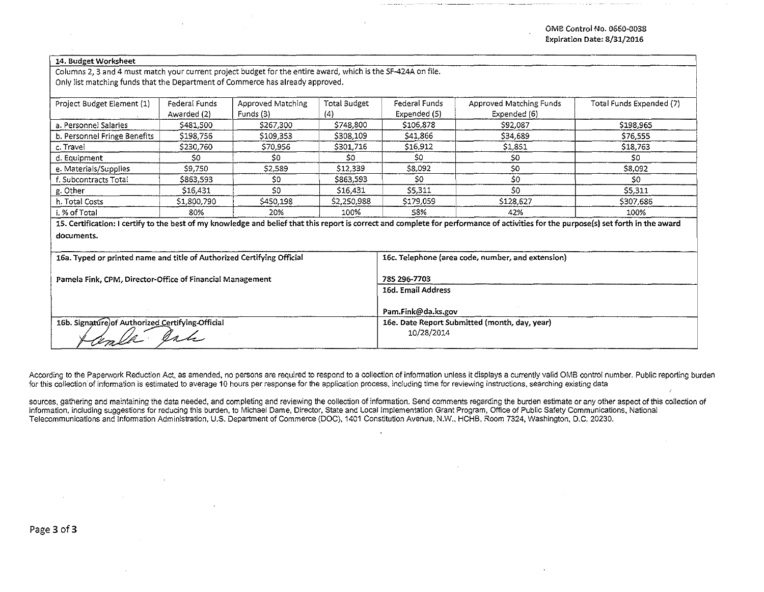OMB Control No. 0660-0038
Expiration Date: 8/31/2016

**14. Budget Worksheet**

Columns 2, 3 and 4 must match your current project budget for the entire award, which is the SF-424A on file.
Only list matching funds that the Department of Commerce has already approved.

| Project Budget Element (1) | Federal Funds Awarded (2) | Approved Matching Funds (3) | Total Budget (4) | Federal Funds Expended (5) | Approved Matching Funds Expended (6) | Total Funds Expended (7) |
|---|---|---|---|---|---|---|
| a. Personnel Salaries | $481,500 | $267,300 | $748,800 | $106,878 | $92,087 | $198,965 |
| b. Personnel Fringe Benefits | $198,756 | $109,353 | $308,109 | $41,866 | $34,689 | $76,555 |
| c. Travel | $230,760 | $70,956 | $301,716 | $16,912 | $1,851 | $18,763 |
| d. Equipment | $0 | $0 | $0 | $0 | $0 | $0 |
| e. Materials/Supplies | $9,750 | $2,589 | $12,339 | $8,092 | $0 | $8,092 |
| f. Subcontracts Total | $863,593 | $0 | $863,593 | $0 | $0 | $0 |
| g. Other | $16,431 | $0 | $16,431 | $5,311 | $0 | $5,311 |
| h. Total Costs | $1,800,790 | $450,198 | $2,250,988 | $179,059 | $128,627 | $307,686 |
| i. % of Total | 80% | 20% | 100% | 58% | 42% | 100% |

**15. Certification: I certify to the best of my knowledge and belief that this report is correct and complete for performance of activities for the purpose(s) set forth in the award documents.**

| | |
|---|---|
| **16a. Typed or printed name and title of Authorized Certifying Official**<br>Pamela Fink, CPM, Director-Office of Financial Management | **16c. Telephone (area code, number, and extension)**<br>785 296-7703 |
| | **16d. Email Address**<br>Pam.Fink@da.ks.gov |
| **16b. Signature of Authorized Certifying Official**<br>Pamela Fink | **16e. Date Report Submitted (month, day, year)**<br>10/28/2014 |

According to the Paperwork Reduction Act, as amended, no persons are required to respond to a collection of information unless it displays a currently valid OMB control number. Public reporting burden for this collection of information is estimated to average 10 hours per response for the application process, including time for reviewing instructions, searching existing data sources, gathering and maintaining the data needed, and completing and reviewing the collection of information. Send comments regarding the burden estimate or any other aspect of this collection of information, including suggestions for reducing this burden, to Michael Dame, Director, State and Local Implementation Grant Program, Office of Public Safety Communications, National Telecommunications and Information Administration, U.S. Department of Commerce (DOC), 1401 Constitution Avenue, N.W., HCHB, Room 7324, Washington, D.C. 20230.